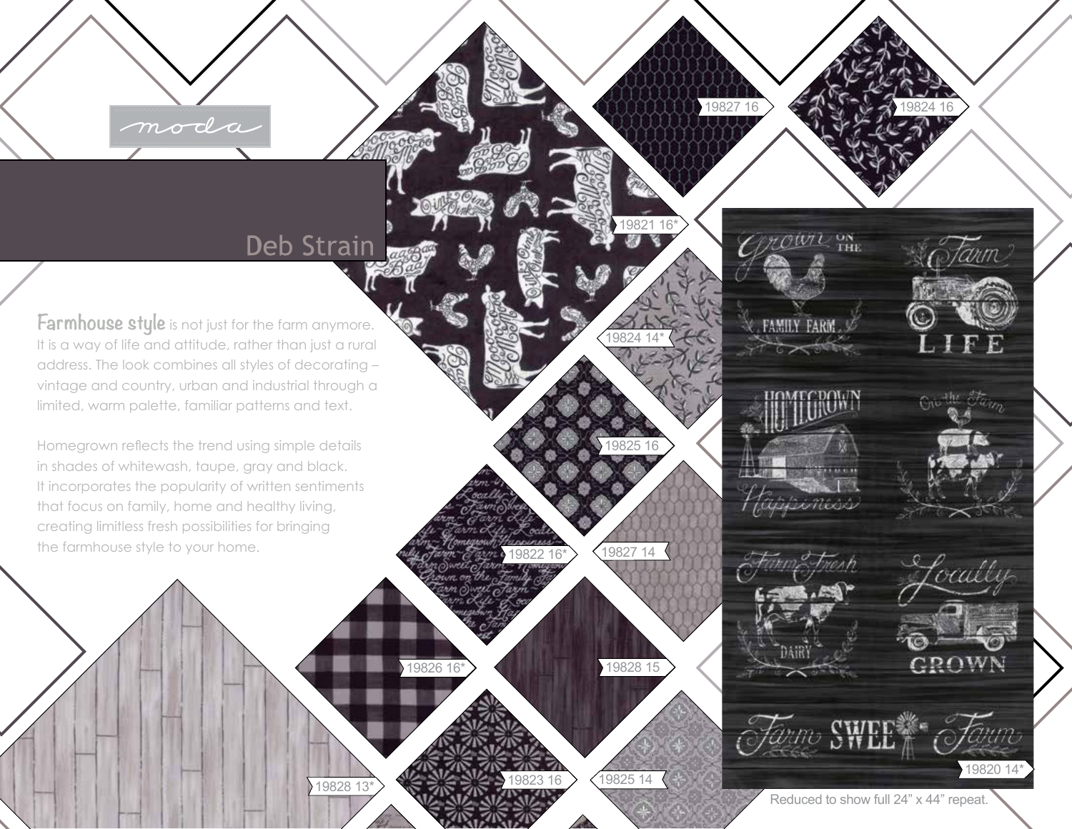moda

# Deb Strain

**Farmhouse style** is not just for the farm anymore. It is a way of life and attitude, rather than just a rural address. The look combines all styles of decorating – vintage and country, urban and industrial through a limited, warm palette, familiar patterns and text.

Homegrown reflects the trend using simple details in shades of whitewash, taupe, gray and black. It incorporates the popularity of written sentiments that focus on family, home and healthy living, creating limitless fresh possibilities for bringing the farmhouse style to your home.

19827 16

19824 16

19821 16*

19824 14*

19825 16

19822 16*

19827 14

19826 16*

19828 15

19828 13*

19823 16

19825 14

19820 14*

Reduced to show full 24" x 44" repeat.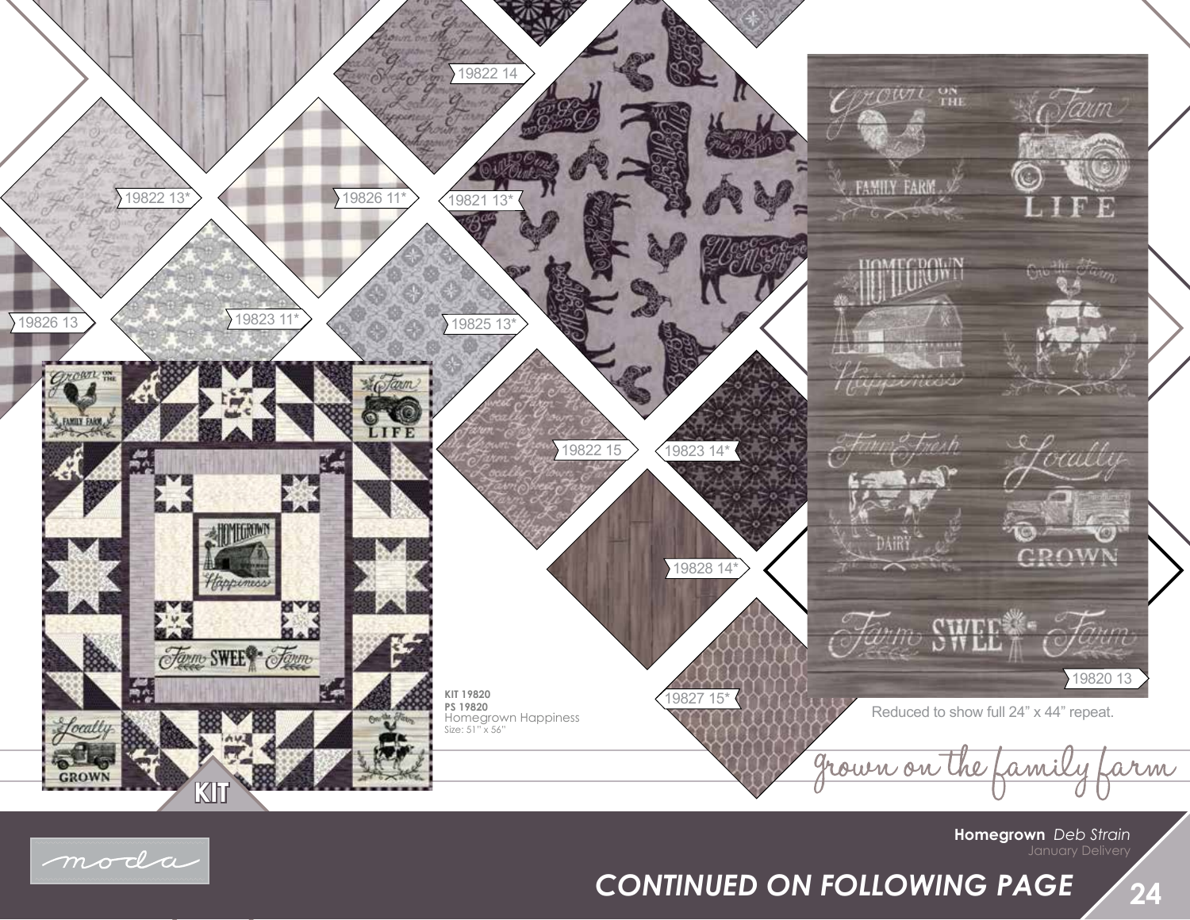19822 14

19822 13*

19826 11*

19821 13*

19826 13

19823 11*

19825 13*

19822 15

19823 14*

19828 14*

19827 15*

19820 13

Reduced to show full 24" x 44" repeat.

**KIT 19820**
**PS 19820**
Homegrown Happiness
Size: 51" x 56"

KIT

grown on the family farm

**Homegrown** *Deb Strain*
January Delivery

***CONTINUED ON FOLLOWING PAGE***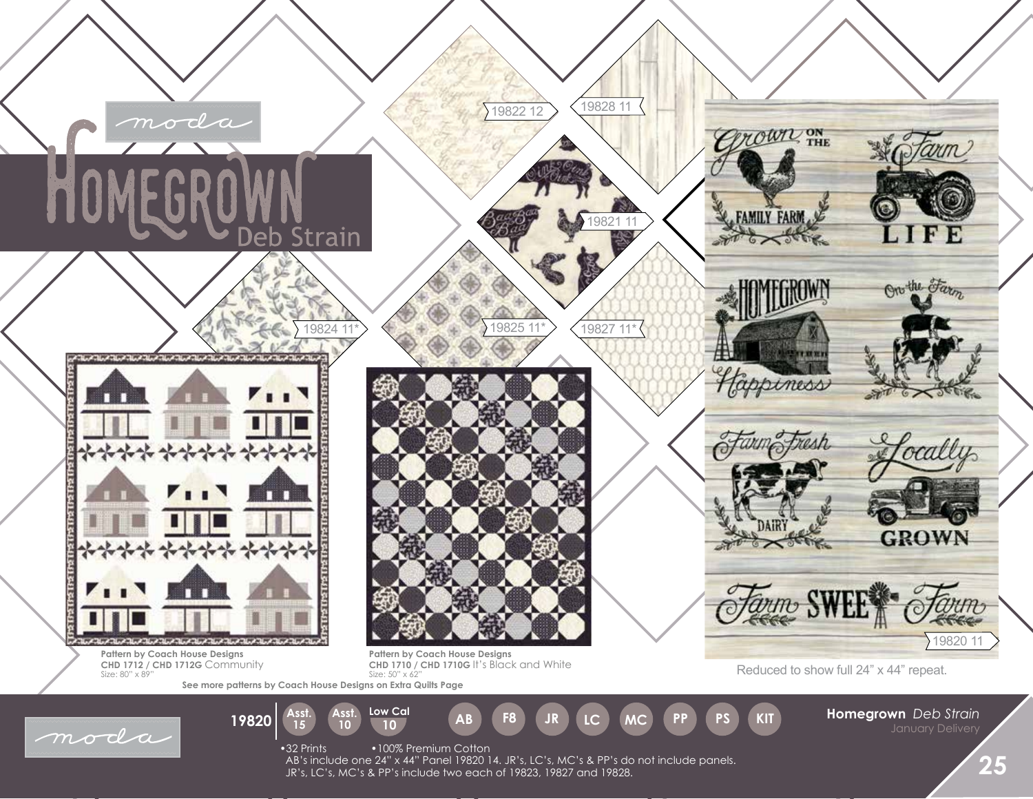moda

# HOMEGROWN

Deb Strain

19822 12

19828 11

19821 11

19824 11*

19825 11*

19827 11*

19820 11

Reduced to show full 24" x 44" repeat.

**Pattern by Coach House Designs**
**CHD 1712 / CHD 1712G** Community
Size: 80" x 89"

**Pattern by Coach House Designs**
**CHD 1710 / CHD 1710G** It's Black and White
Size: 50" x 62"

**See more patterns by Coach House Designs on Extra Quilts Page**

moda

**19820** | Asst. 15 | Asst. 10 | Low Cal 10 | AB | F8 | JR | LC | MC | PP | PS | KIT

- 32 Prints
- 100% Premium Cotton

AB's include one 24" x 44" Panel 19820 14. JR's, LC's, MC's & PP's do not include panels.
JR's, LC's, MC's & PP's include two each of 19823, 19827 and 19828.

**Homegrown** *Deb Strain*
January Delivery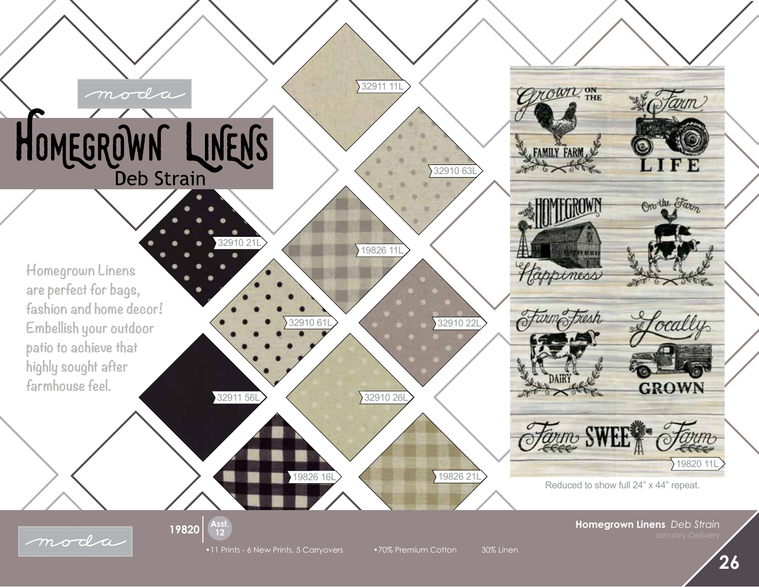moda

# Homegrown Linens

Deb Strain

Homegrown Linens are perfect for bags, fashion and home decor! Embellish your outdoor patio to achieve that highly sought after farmhouse feel.

32911 11L

32910 63L

32910 21L

19826 11L

32910 61L

32910 22L

32911 56L

32910 26L

19826 16L

19826 21L

19820 11L

Reduced to show full 24” x 44” repeat.

moda

19820 | Asst. 12

•11 Prints - 6 New Prints, 5 Carryovers

•70% Premium Cotton 30% Linen

**Homegrown Linens** *Deb Strain*

January Delivery